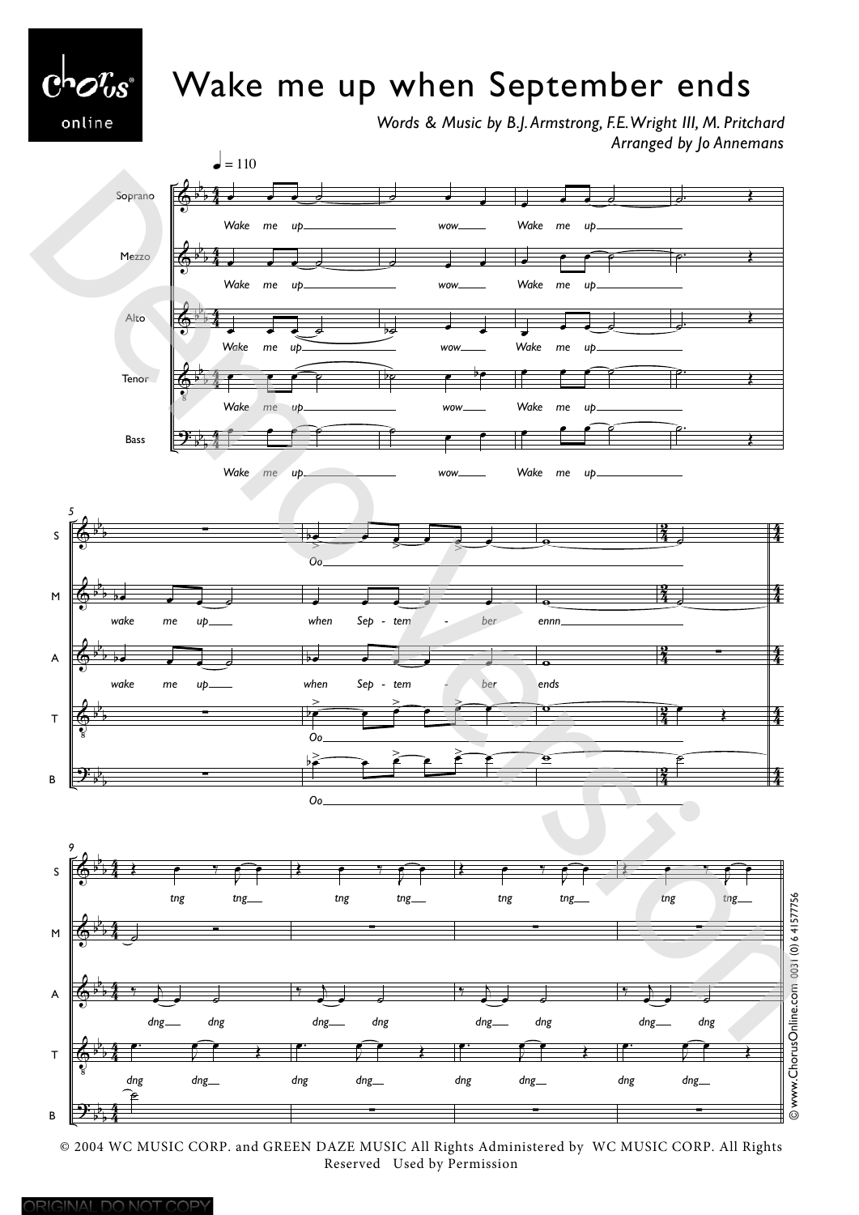# Wake me up when September ends

*Words & Music by B.J. Armstrong, F.E. Wright III, M. Pritchard*
*Arranged by Jo Annemans*

♩ = 110

Soprano: Wake me up wow Wake me up

Mezzo: Wake me up wow Wake me up

Alto: Wake me up wow Wake me up

Tenor: Wake me up wow Wake me up

Bass: Wake me up wow Wake me up

5

S: Oo

M: wake me up when Sep - tem - ber ennn

A: wake me up when Sep - tem - ber ends

T: Oo

B: Oo

9

S: tng tng tng tng tng tng tng tng

A: dng dng dng dng dng dng dng dng

T: dng dng dng dng dng dng dng dng

© 2004 WC MUSIC CORP. and GREEN DAZE MUSIC All Rights Administered by WC MUSIC CORP. All Rights Reserved Used by Permission

© www.ChorusOnline.com 0031 (0) 6 41577756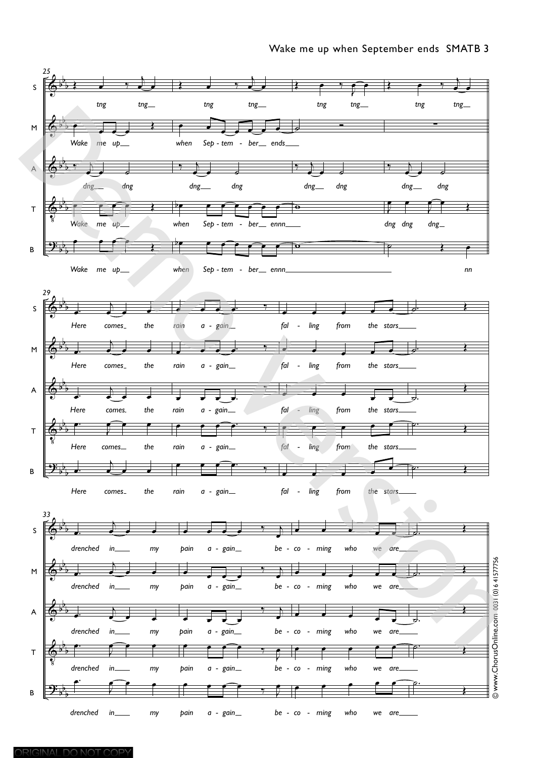**25**

S: tng tng__ tng tng__ tng tng__ tng tng__

M: Wake me up__ when Sep - tem - ber__ ends____

A: dng__ dng dng__ dng dng__ dng dng__ dng

T: Wake me up__ when Sep - tem - ber__ ennn____ dng dng dng__

B: Wake me up__ when Sep - tem - ber__ ennn________________________ nn

**29**

S: Here comes_ the rain a - gain__ fal - ling from the stars____

M: Here comes_ the rain a - gain__ fal - ling from the stars____

A: Here comes. the rain a - gain__ fal - ling from the stars____

T: Here comes__ the rain a - gain__ fal - ling from the stars____

B: Here comes_ the rain a - gain__ fal - ling from the stars____

**33**

S: drenched in____ my pain a - gain__ be - co - ming who we are____

M: drenched in____ my pain a - gain__ be - co - ming who we are____

A: drenched in____ my pain a - gain__ be - co - ming who we are____

T: drenched in____ my pain a - gain__ be - co - ming who we are____

B: drenched in____ my pain a - gain__ be - co - ming who we are____

© www.ChorusOnline.com 0031 (0) 6 41577756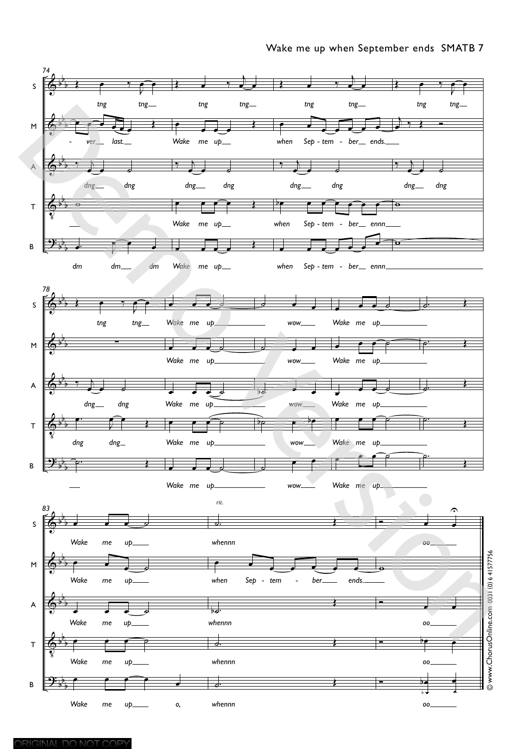© www.ChorusOnline.com 0031 (0) 6 41577756

ORIGINAL DO NOT COPY